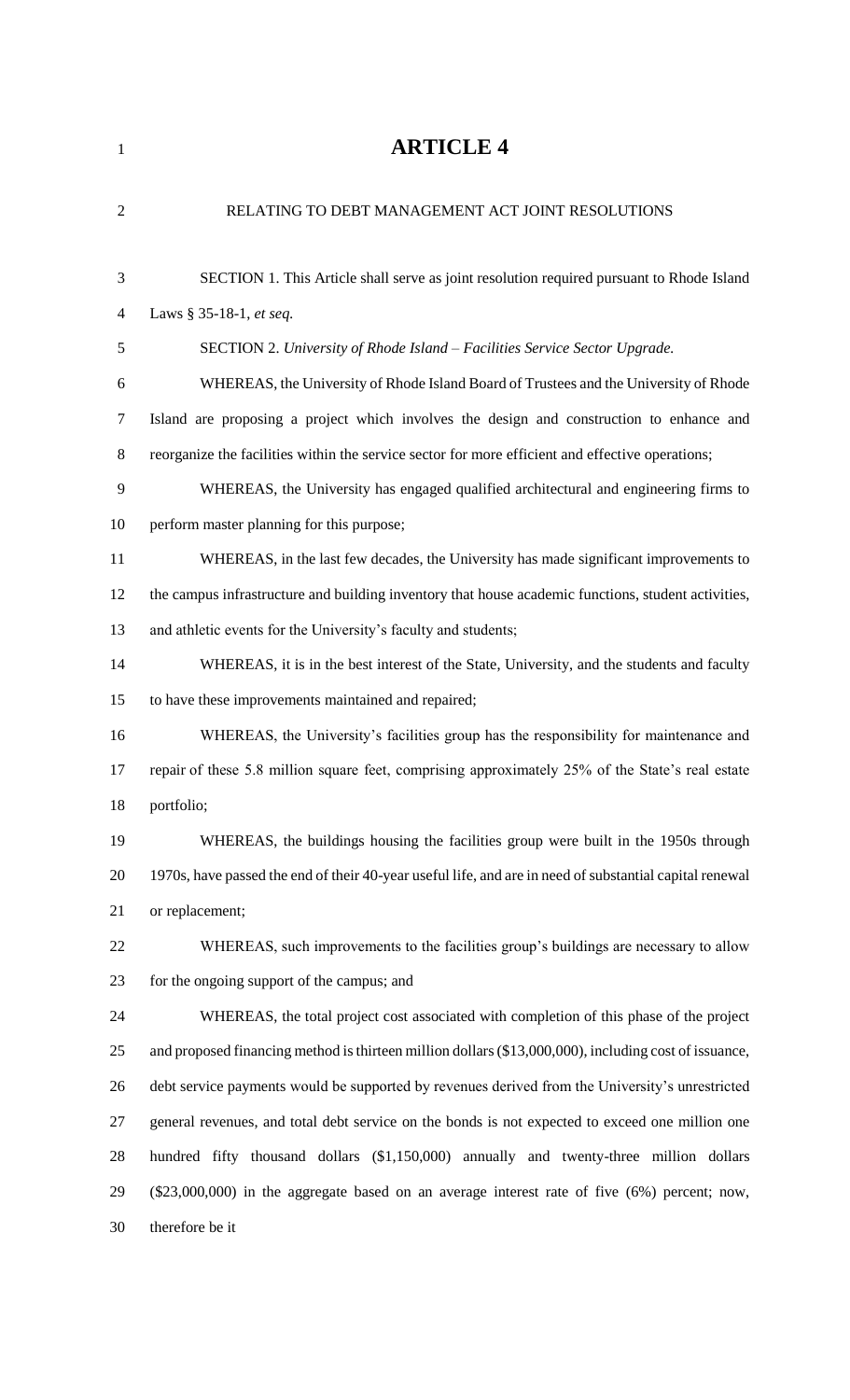# ARTICLE 4

RELATING TO DEBT MANAGEMENT ACT JOINT RESOLUTIONS

SECTION 1. This Article shall serve as joint resolution required pursuant to Rhode Island Laws § 35-18-1, *et seq.*

SECTION 2. *University of Rhode Island – Facilities Service Sector Upgrade.*

WHEREAS, the University of Rhode Island Board of Trustees and the University of Rhode Island are proposing a project which involves the design and construction to enhance and reorganize the facilities within the service sector for more efficient and effective operations;

WHEREAS, the University has engaged qualified architectural and engineering firms to perform master planning for this purpose;

WHEREAS, in the last few decades, the University has made significant improvements to the campus infrastructure and building inventory that house academic functions, student activities, and athletic events for the University's faculty and students;

WHEREAS, it is in the best interest of the State, University, and the students and faculty to have these improvements maintained and repaired;

WHEREAS, the University's facilities group has the responsibility for maintenance and repair of these 5.8 million square feet, comprising approximately 25% of the State's real estate portfolio;

WHEREAS, the buildings housing the facilities group were built in the 1950s through 1970s, have passed the end of their 40-year useful life, and are in need of substantial capital renewal or replacement;

WHEREAS, such improvements to the facilities group's buildings are necessary to allow for the ongoing support of the campus; and

WHEREAS, the total project cost associated with completion of this phase of the project and proposed financing method is thirteen million dollars ($13,000,000), including cost of issuance, debt service payments would be supported by revenues derived from the University's unrestricted general revenues, and total debt service on the bonds is not expected to exceed one million one hundred fifty thousand dollars ($1,150,000) annually and twenty-three million dollars ($23,000,000) in the aggregate based on an average interest rate of five (6%) percent; now, therefore be it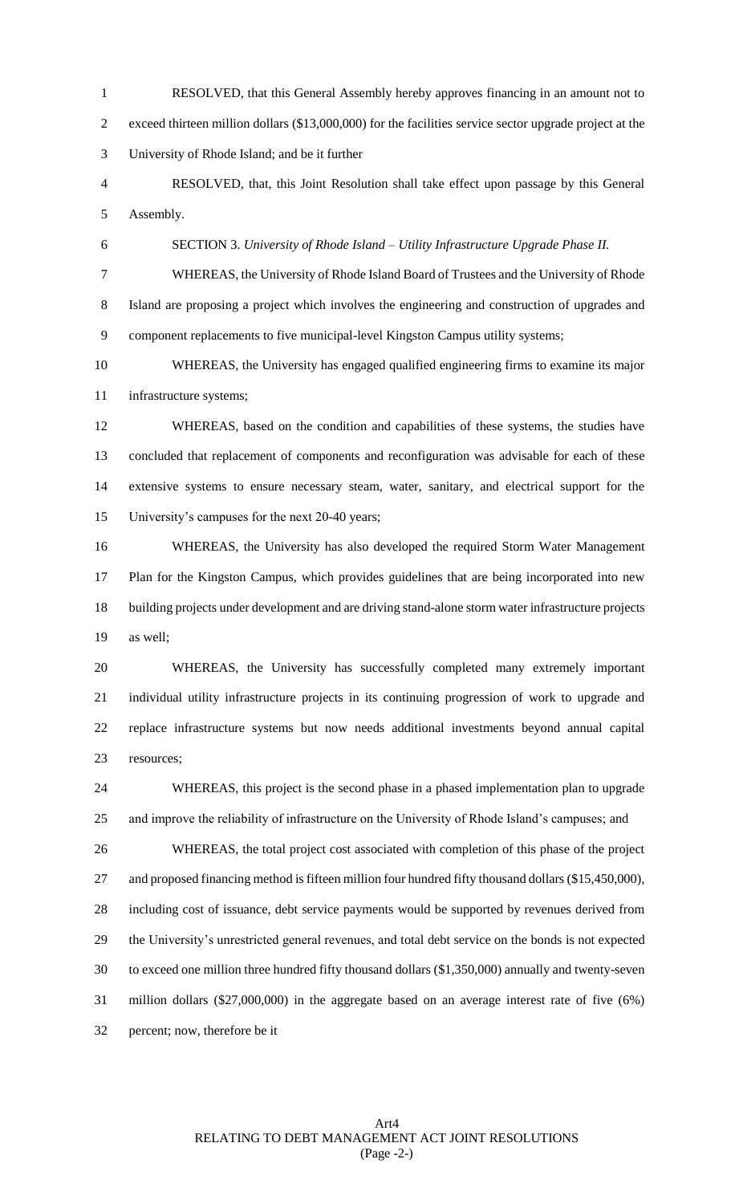RESOLVED, that this General Assembly hereby approves financing in an amount not to exceed thirteen million dollars ($13,000,000) for the facilities service sector upgrade project at the University of Rhode Island; and be it further

RESOLVED, that, this Joint Resolution shall take effect upon passage by this General Assembly.

SECTION 3. *University of Rhode Island – Utility Infrastructure Upgrade Phase II.*

WHEREAS, the University of Rhode Island Board of Trustees and the University of Rhode Island are proposing a project which involves the engineering and construction of upgrades and component replacements to five municipal-level Kingston Campus utility systems;

WHEREAS, the University has engaged qualified engineering firms to examine its major infrastructure systems;

WHEREAS, based on the condition and capabilities of these systems, the studies have concluded that replacement of components and reconfiguration was advisable for each of these extensive systems to ensure necessary steam, water, sanitary, and electrical support for the University's campuses for the next 20-40 years;

WHEREAS, the University has also developed the required Storm Water Management Plan for the Kingston Campus, which provides guidelines that are being incorporated into new building projects under development and are driving stand-alone storm water infrastructure projects as well;

WHEREAS, the University has successfully completed many extremely important individual utility infrastructure projects in its continuing progression of work to upgrade and replace infrastructure systems but now needs additional investments beyond annual capital resources;

WHEREAS, this project is the second phase in a phased implementation plan to upgrade and improve the reliability of infrastructure on the University of Rhode Island's campuses; and

WHEREAS, the total project cost associated with completion of this phase of the project and proposed financing method is fifteen million four hundred fifty thousand dollars ($15,450,000), including cost of issuance, debt service payments would be supported by revenues derived from the University's unrestricted general revenues, and total debt service on the bonds is not expected to exceed one million three hundred fifty thousand dollars ($1,350,000) annually and twenty-seven million dollars ($27,000,000) in the aggregate based on an average interest rate of five (6%) percent; now, therefore be it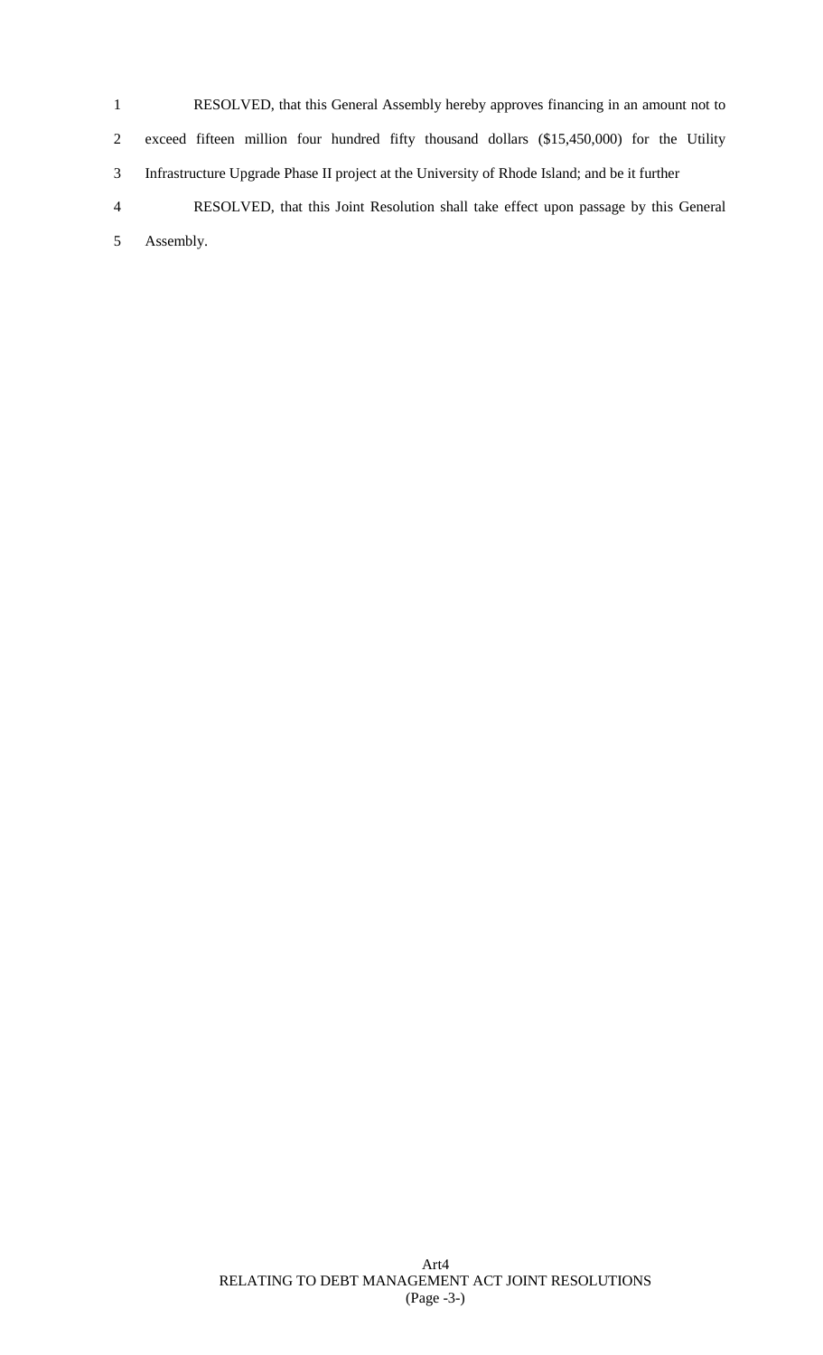RESOLVED, that this General Assembly hereby approves financing in an amount not to exceed fifteen million four hundred fifty thousand dollars ($15,450,000) for the Utility Infrastructure Upgrade Phase II project at the University of Rhode Island; and be it further

RESOLVED, that this Joint Resolution shall take effect upon passage by this General Assembly.